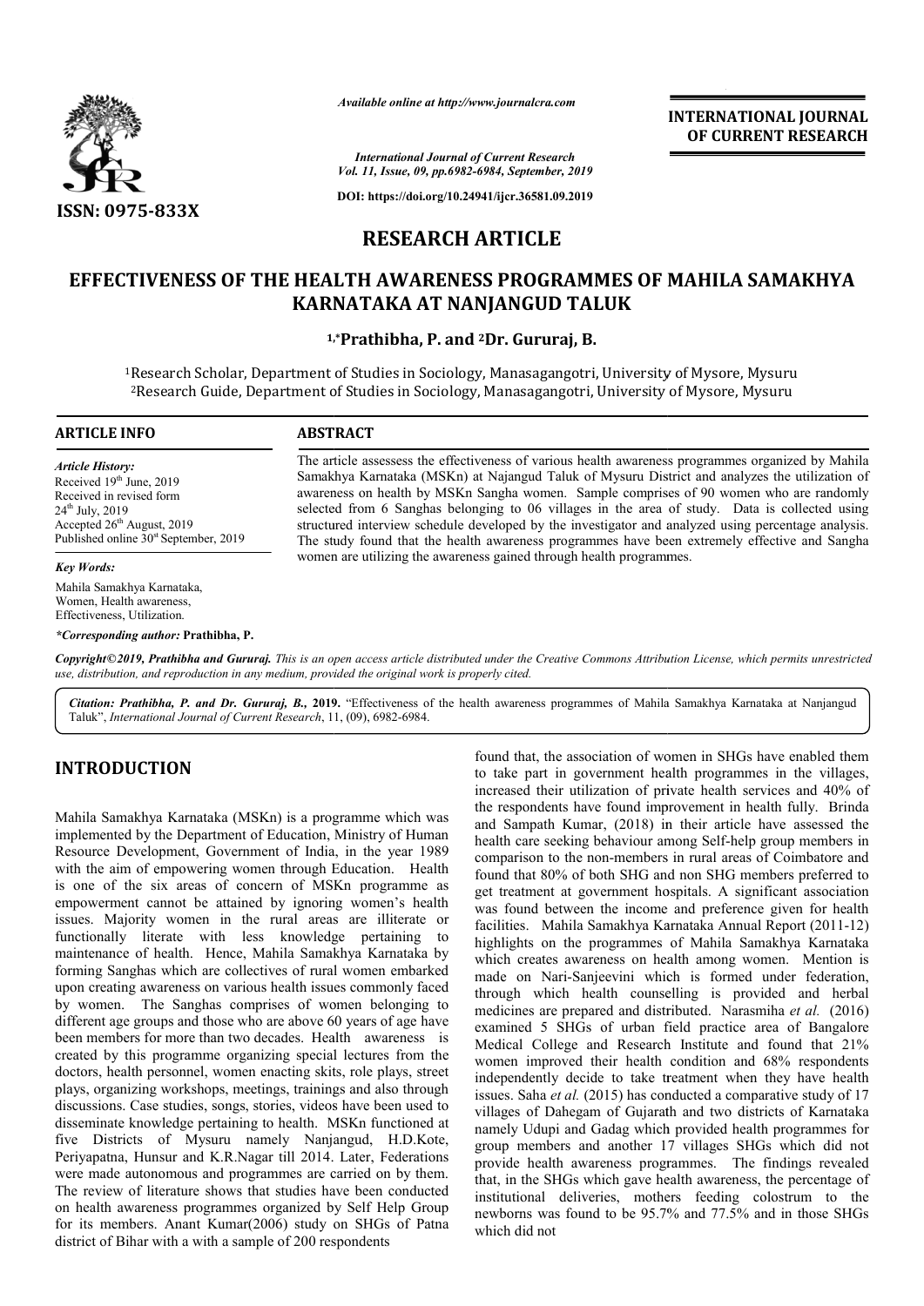*Available online at http://www.journalcra.com*

*International Journal of Current Research*
*Vol. 11, Issue, 09, pp.6982-6984, September, 2019*

**DOI: https://doi.org/10.24941/ijcr.36581.09.2019**

**ISSN: 0975-833X**

**INTERNATIONAL JOURNAL OF CURRENT RESEARCH**

# RESEARCH ARTICLE

# EFFECTIVENESS OF THE HEALTH AWARENESS PROGRAMMES OF MAHILA SAMAKHYA KARNATAKA AT NANJANGUD TALUK

**[1,*]Prathibha, P. and [2]Dr. Gururaj, B.**

[1]Research Scholar, Department of Studies in Sociology, Manasagangotri, University of Mysore, Mysuru
[2]Research Guide, Department of Studies in Sociology, Manasagangotri, University of Mysore, Mysuru

## ARTICLE INFO

*Article History:*
Received 19[th] June, 2019
Received in revised form
24[th] July, 2019
Accepted 26[th] August, 2019
Published online 30[st] September, 2019

*Key Words:*
Mahila Samakhya Karnataka, Women, Health awareness, Effectiveness, Utilization.

**\*Corresponding author:* Prathibha, P.**

## ABSTRACT

The article assessess the effectiveness of various health awareness programmes organized by Mahila Samakhya Karnataka (MSKn) at Najangud Taluk of Mysuru District and analyzes the utilization of awareness on health by MSKn Sangha women. Sample comprises of 90 women who are randomly selected from 6 Sanghas belonging to 06 villages in the area of study. Data is collected using structured interview schedule developed by the investigator and analyzed using percentage analysis. The study found that the health awareness programmes have been extremely effective and Sangha women are utilizing the awareness gained through health programmes.

*Copyright©2019, Prathibha and Gururaj. This is an open access article distributed under the Creative Commons Attribution License, which permits unrestricted use, distribution, and reproduction in any medium, provided the original work is properly cited.*

***Citation:** Prathibha, P. and Dr. Gururaj, B.,* **2019.** "Effectiveness of the health awareness programmes of Mahila Samakhya Karnataka at Nanjangud Taluk", *International Journal of Current Research*, 11, (09), 6982-6984.

## INTRODUCTION

Mahila Samakhya Karnataka (MSKn) is a programme which was implemented by the Department of Education, Ministry of Human Resource Development, Government of India, in the year 1989 with the aim of empowering women through Education. Health is one of the six areas of concern of MSKn programme as empowerment cannot be attained by ignoring women's health issues. Majority women in the rural areas are illiterate or functionally literate with less knowledge pertaining to maintenance of health. Hence, Mahila Samakhya Karnataka by forming Sanghas which are collectives of rural women embarked upon creating awareness on various health issues commonly faced by women. The Sanghas comprises of women belonging to different age groups and those who are above 60 years of age have been members for more than two decades. Health awareness is created by this programme organizing special lectures from the doctors, health personnel, women enacting skits, role plays, street plays, organizing workshops, meetings, trainings and also through discussions. Case studies, songs, stories, videos have been used to disseminate knowledge pertaining to health. MSKn functioned at five Districts of Mysuru namely Nanjangud, H.D.Kote, Periyapatna, Hunsur and K.R.Nagar till 2014. Later, Federations were made autonomous and programmes are carried on by them. The review of literature shows that studies have been conducted on health awareness programmes organized by Self Help Group for its members. Anant Kumar(2006) study on SHGs of Patna district of Bihar with a with a sample of 200 respondents found that, the association of women in SHGs have enabled them to take part in government health programmes in the villages, increased their utilization of private health services and 40% of the respondents have found improvement in health fully. Brinda and Sampath Kumar, (2018) in their article have assessed the health care seeking behaviour among Self-help group members in comparison to the non-members in rural areas of Coimbatore and found that 80% of both SHG and non SHG members preferred to get treatment at government hospitals. A significant association was found between the income and preference given for health facilities. Mahila Samakhya Karnataka Annual Report (2011-12) highlights on the programmes of Mahila Samakhya Karnataka which creates awareness on health among women. Mention is made on Nari-Sanjeevini which is formed under federation, through which health counselling is provided and herbal medicines are prepared and distributed. Narasmiha *et al.* (2016) examined 5 SHGs of urban field practice area of Bangalore Medical College and Research Institute and found that 21% women improved their health condition and 68% respondents independently decide to take treatment when they have health issues. Saha *et al.* (2015) has conducted a comparative study of 17 villages of Dahegam of Gujarath and two districts of Karnataka namely Udupi and Gadag which provided health programmes for group members and another 17 villages SHGs which did not provide health awareness programmes. The findings revealed that, in the SHGs which gave health awareness, the percentage of institutional deliveries, mothers feeding colostrum to the newborns was found to be 95.7% and 77.5% and in those SHGs which did not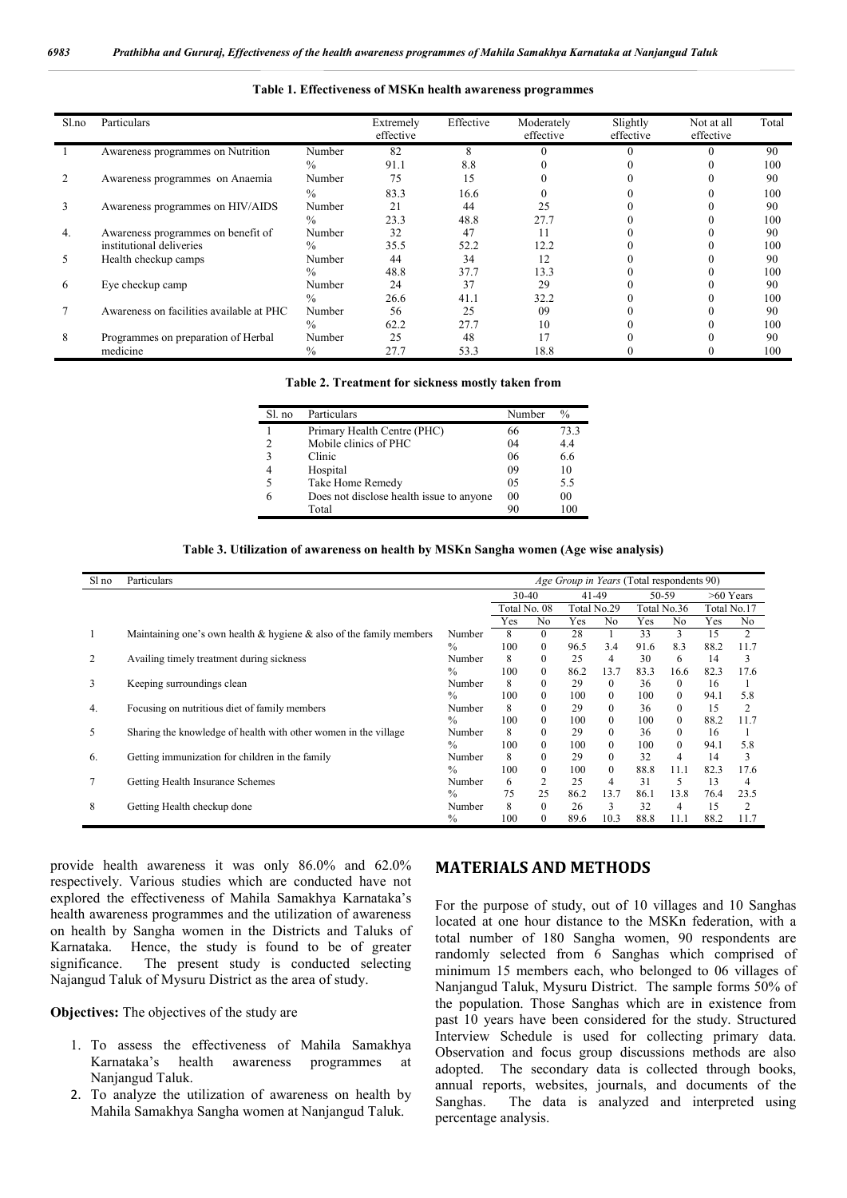**Table 1. Effectiveness of MSKn health awareness programmes**

| Sl.no | Particulars | | Extremely effective | Effective | Moderately effective | Slightly effective | Not at all effective | Total |
|---|---|---|---|---|---|---|---|---|
| 1 | Awareness programmes on Nutrition | Number | 82 | 8 | 0 | 0 | 0 | 90 |
| | | % | 91.1 | 8.8 | 0 | 0 | 0 | 100 |
| 2 | Awareness programmes on Anaemia | Number | 75 | 15 | 0 | 0 | 0 | 90 |
| | | % | 83.3 | 16.6 | 0 | 0 | 0 | 100 |
| 3 | Awareness programmes on HIV/AIDS | Number | 21 | 44 | 25 | 0 | 0 | 90 |
| | | % | 23.3 | 48.8 | 27.7 | 0 | 0 | 100 |
| 4. | Awareness programmes on benefit of institutional deliveries | Number | 32 | 47 | 11 | 0 | 0 | 90 |
| | | % | 35.5 | 52.2 | 12.2 | 0 | 0 | 100 |
| 5 | Health checkup camps | Number | 44 | 34 | 12 | 0 | 0 | 90 |
| | | % | 48.8 | 37.7 | 13.3 | 0 | 0 | 100 |
| 6 | Eye checkup camp | Number | 24 | 37 | 29 | 0 | 0 | 90 |
| | | % | 26.6 | 41.1 | 32.2 | 0 | 0 | 100 |
| 7 | Awareness on facilities available at PHC | Number | 56 | 25 | 09 | 0 | 0 | 90 |
| | | % | 62.2 | 27.7 | 10 | 0 | 0 | 100 |
| 8 | Programmes on preparation of Herbal medicine | Number | 25 | 48 | 17 | 0 | 0 | 90 |
| | | % | 27.7 | 53.3 | 18.8 | 0 | 0 | 100 |

**Table 2. Treatment for sickness mostly taken from**

| Sl. no | Particulars | Number | % |
|---|---|---|---|
| 1 | Primary Health Centre (PHC) | 66 | 73.3 |
| 2 | Mobile clinics of PHC | 04 | 4.4 |
| 3 | Clinic | 06 | 6.6 |
| 4 | Hospital | 09 | 10 |
| 5 | Take Home Remedy | 05 | 5.5 |
| 6 | Does not disclose health issue to anyone | 00 | 00 |
| | Total | 90 | 100 |

**Table 3. Utilization of awareness on health by MSKn Sangha women (Age wise analysis)**

| Sl no | Particulars | | *Age Group in Years* (Total respondents 90) | | | | | | | |
|---|---|---|---|---|---|---|---|---|---|---|
| | | | 30-40 | | 41-49 | | 50-59 | | >60 Years | |
| | | | Total No. 08 | | Total No.29 | | Total No.36 | | Total No.17 | |
| | | | Yes | No | Yes | No | Yes | No | Yes | No |
| 1 | Maintaining one's own health & hygiene & also of the family members | Number | 8 | 0 | 28 | 1 | 33 | 3 | 15 | 2 |
| | | % | 100 | 0 | 96.5 | 3.4 | 91.6 | 8.3 | 88.2 | 11.7 |
| 2 | Availing timely treatment during sickness | Number | 8 | 0 | 25 | 4 | 30 | 6 | 14 | 3 |
| | | % | 100 | 0 | 86.2 | 13.7 | 83.3 | 16.6 | 82.3 | 17.6 |
| 3 | Keeping surroundings clean | Number | 8 | 0 | 29 | 0 | 36 | 0 | 16 | 1 |
| | | % | 100 | 0 | 100 | 0 | 100 | 0 | 94.1 | 5.8 |
| 4. | Focusing on nutritious diet of family members | Number | 8 | 0 | 29 | 0 | 36 | 0 | 15 | 2 |
| | | % | 100 | 0 | 100 | 0 | 100 | 0 | 88.2 | 11.7 |
| 5 | Sharing the knowledge of health with other women in the village | Number | 8 | 0 | 29 | 0 | 36 | 0 | 16 | 1 |
| | | % | 100 | 0 | 100 | 0 | 100 | 0 | 94.1 | 5.8 |
| 6. | Getting immunization for children in the family | Number | 8 | 0 | 29 | 0 | 32 | 4 | 14 | 3 |
| | | % | 100 | 0 | 100 | 0 | 88.8 | 11.1 | 82.3 | 17.6 |
| 7 | Getting Health Insurance Schemes | Number | 6 | 2 | 25 | 4 | 31 | 5 | 13 | 4 |
| | | % | 75 | 25 | 86.2 | 13.7 | 86.1 | 13.8 | 76.4 | 23.5 |
| 8 | Getting Health checkup done | Number | 8 | 0 | 26 | 3 | 32 | 4 | 15 | 2 |
| | | % | 100 | 0 | 89.6 | 10.3 | 88.8 | 11.1 | 88.2 | 11.7 |

provide health awareness it was only 86.0% and 62.0% respectively. Various studies which are conducted have not explored the effectiveness of Mahila Samakhya Karnataka's health awareness programmes and the utilization of awareness on health by Sangha women in the Districts and Taluks of Karnataka. Hence, the study is found to be of greater significance. The present study is conducted selecting Najangud Taluk of Mysuru District as the area of study.

**Objectives:** The objectives of the study are

1. To assess the effectiveness of Mahila Samakhya Karnataka's health awareness programmes at Nanjangud Taluk.
2. To analyze the utilization of awareness on health by Mahila Samakhya Sangha women at Nanjangud Taluk.

## MATERIALS AND METHODS

For the purpose of study, out of 10 villages and 10 Sanghas located at one hour distance to the MSKn federation, with a total number of 180 Sangha women, 90 respondents are randomly selected from 6 Sanghas which comprised of minimum 15 members each, who belonged to 06 villages of Nanjangud Taluk, Mysuru District. The sample forms 50% of the population. Those Sanghas which are in existence from past 10 years have been considered for the study. Structured Interview Schedule is used for collecting primary data. Observation and focus group discussions methods are also adopted. The secondary data is collected through books, annual reports, websites, journals, and documents of the Sanghas. The data is analyzed and interpreted using percentage analysis.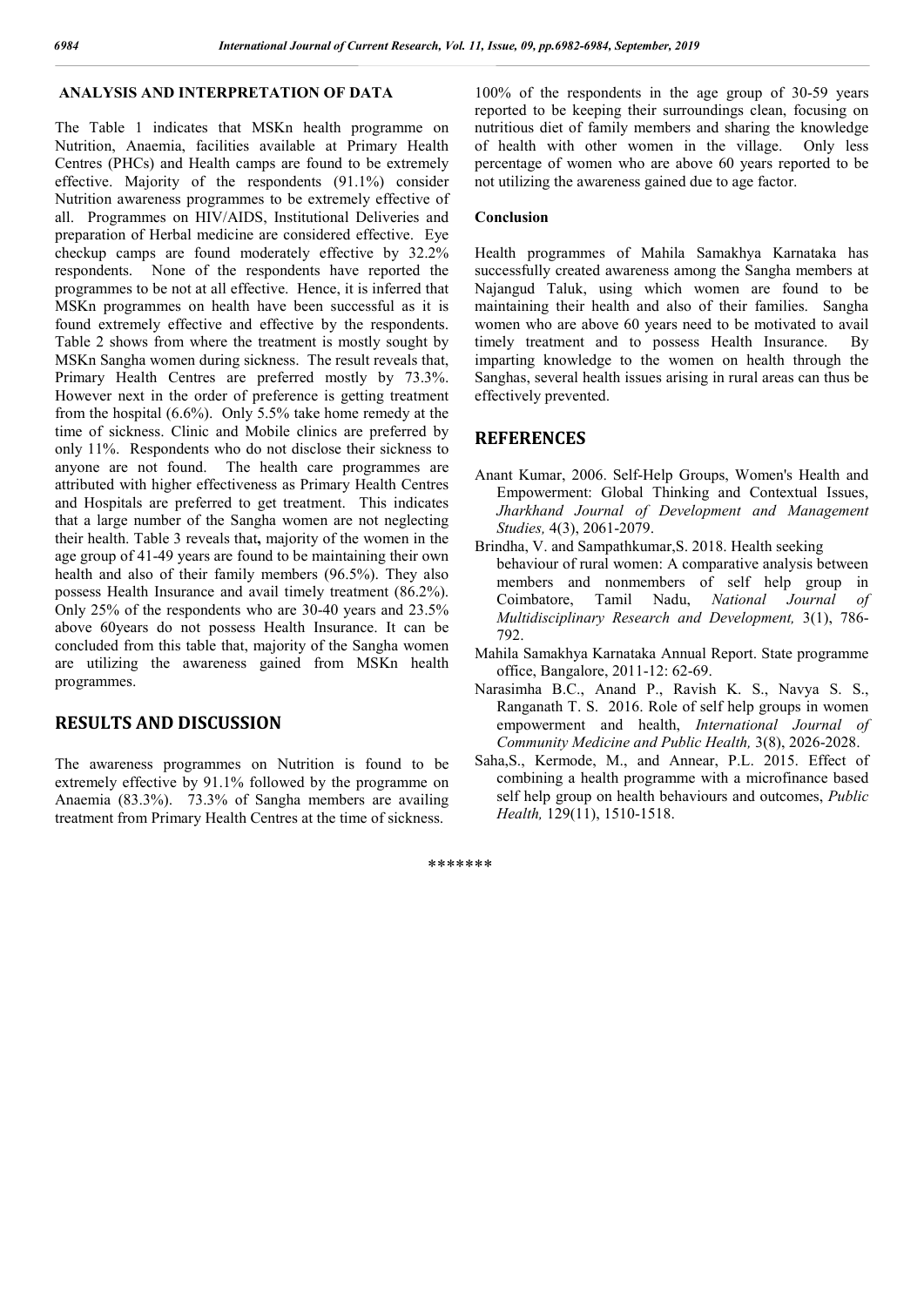## ANALYSIS AND INTERPRETATION OF DATA

The Table 1 indicates that MSKn health programme on Nutrition, Anaemia, facilities available at Primary Health Centres (PHCs) and Health camps are found to be extremely effective. Majority of the respondents (91.1%) consider Nutrition awareness programmes to be extremely effective of all. Programmes on HIV/AIDS, Institutional Deliveries and preparation of Herbal medicine are considered effective. Eye checkup camps are found moderately effective by 32.2% respondents. None of the respondents have reported the programmes to be not at all effective. Hence, it is inferred that MSKn programmes on health have been successful as it is found extremely effective and effective by the respondents. Table 2 shows from where the treatment is mostly sought by MSKn Sangha women during sickness. The result reveals that, Primary Health Centres are preferred mostly by 73.3%. However next in the order of preference is getting treatment from the hospital (6.6%). Only 5.5% take home remedy at the time of sickness. Clinic and Mobile clinics are preferred by only 11%. Respondents who do not disclose their sickness to anyone are not found. The health care programmes are attributed with higher effectiveness as Primary Health Centres and Hospitals are preferred to get treatment. This indicates that a large number of the Sangha women are not neglecting their health. Table 3 reveals that**,** majority of the women in the age group of 41-49 years are found to be maintaining their own health and also of their family members (96.5%). They also possess Health Insurance and avail timely treatment (86.2%). Only 25% of the respondents who are 30-40 years and 23.5% above 60years do not possess Health Insurance. It can be concluded from this table that, majority of the Sangha women are utilizing the awareness gained from MSKn health programmes.

## RESULTS AND DISCUSSION

The awareness programmes on Nutrition is found to be extremely effective by 91.1% followed by the programme on Anaemia (83.3%). 73.3% of Sangha members are availing treatment from Primary Health Centres at the time of sickness. 100% of the respondents in the age group of 30-59 years reported to be keeping their surroundings clean, focusing on nutritious diet of family members and sharing the knowledge of health with other women in the village. Only less percentage of women who are above 60 years reported to be not utilizing the awareness gained due to age factor.

### Conclusion

Health programmes of Mahila Samakhya Karnataka has successfully created awareness among the Sangha members at Najangud Taluk, using which women are found to be maintaining their health and also of their families. Sangha women who are above 60 years need to be motivated to avail timely treatment and to possess Health Insurance. By imparting knowledge to the women on health through the Sanghas, several health issues arising in rural areas can thus be effectively prevented.

## REFERENCES

Anant Kumar, 2006. Self-Help Groups, Women's Health and Empowerment: Global Thinking and Contextual Issues, *Jharkhand Journal of Development and Management Studies,* 4(3), 2061-2079.

Brindha, V. and Sampathkumar,S. 2018. Health seeking behaviour of rural women: A comparative analysis between members and nonmembers of self help group in Coimbatore, Tamil Nadu, *National Journal of Multidisciplinary Research and Development,* 3(1), 786-792.

Mahila Samakhya Karnataka Annual Report. State programme office, Bangalore, 2011-12: 62-69.

Narasimha B.C., Anand P., Ravish K. S., Navya S. S., Ranganath T. S. 2016. Role of self help groups in women empowerment and health, *International Journal of Community Medicine and Public Health,* 3(8), 2026-2028.

Saha,S., Kermode, M., and Annear, P.L. 2015. Effect of combining a health programme with a microfinance based self help group on health behaviours and outcomes, *Public Health,* 129(11), 1510-1518.

\*\*\*\*\*\*\*